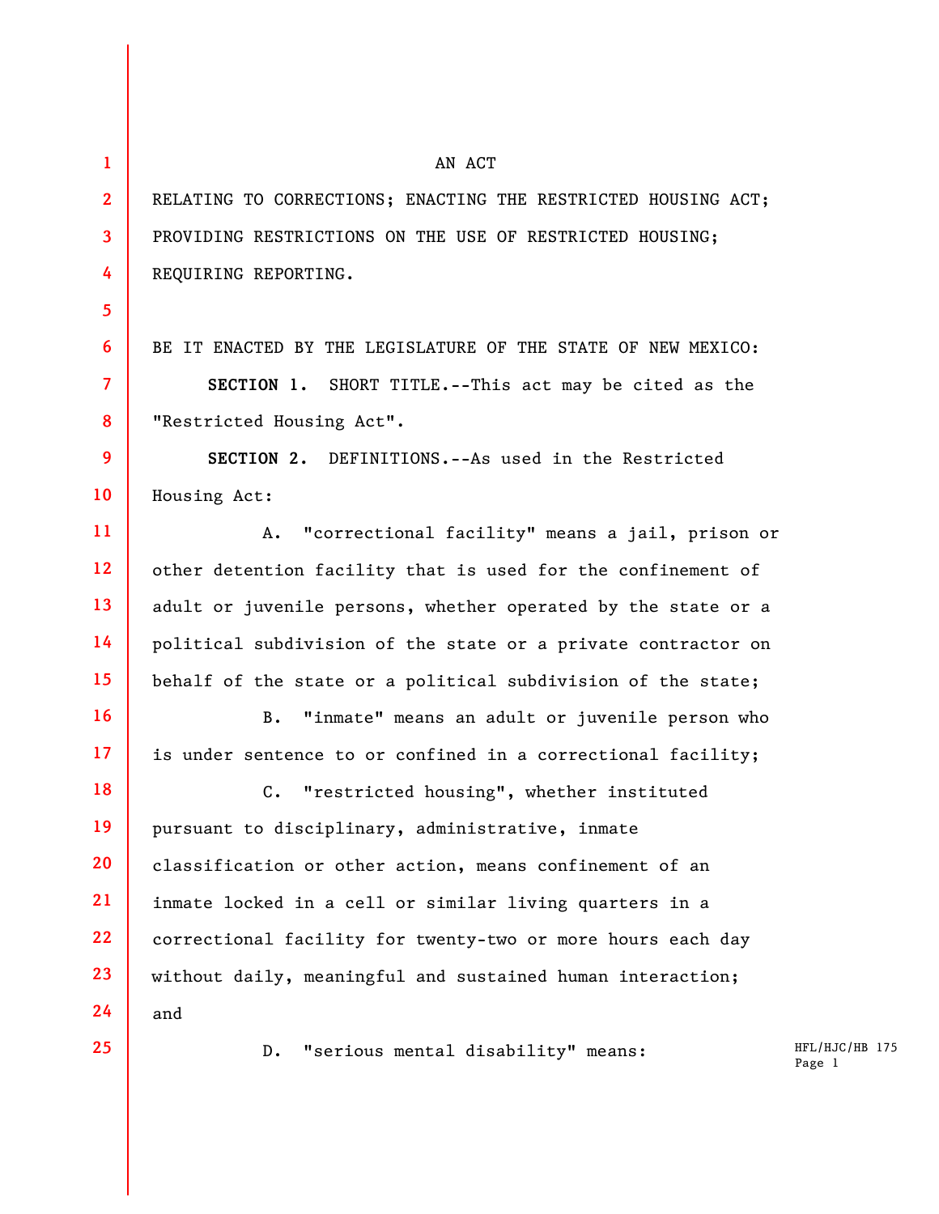AN ACT

RELATING TO CORRECTIONS; ENACTING THE RESTRICTED HOUSING ACT; PROVIDING RESTRICTIONS ON THE USE OF RESTRICTED HOUSING; REQUIRING REPORTING.

BE IT ENACTED BY THE LEGISLATURE OF THE STATE OF NEW MEXICO:

**SECTION 1.** SHORT TITLE.--This act may be cited as the "Restricted Housing Act".

**SECTION 2.** DEFINITIONS.--As used in the Restricted Housing Act:

A. "correctional facility" means a jail, prison or other detention facility that is used for the confinement of adult or juvenile persons, whether operated by the state or a political subdivision of the state or a private contractor on behalf of the state or a political subdivision of the state;

B. "inmate" means an adult or juvenile person who is under sentence to or confined in a correctional facility;

C. "restricted housing", whether instituted pursuant to disciplinary, administrative, inmate classification or other action, means confinement of an inmate locked in a cell or similar living quarters in a correctional facility for twenty-two or more hours each day without daily, meaningful and sustained human interaction; and

D. "serious mental disability" means: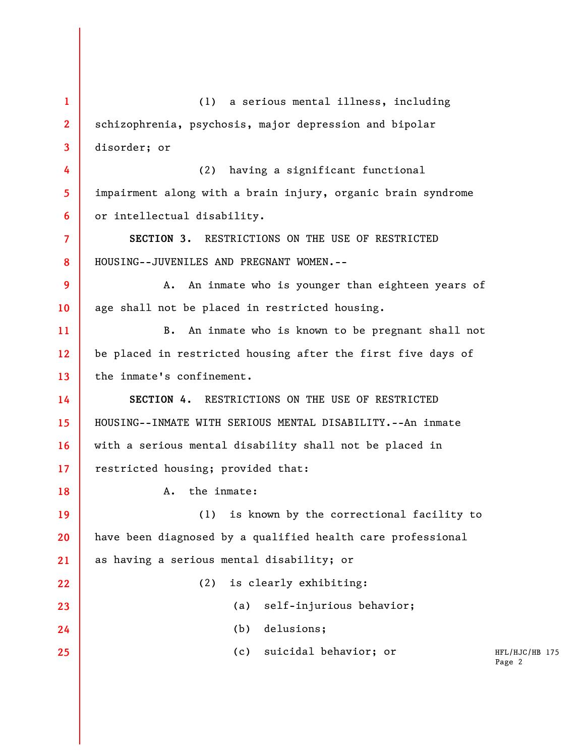(1) a serious mental illness, including schizophrenia, psychosis, major depression and bipolar disorder; or

(2) having a significant functional impairment along with a brain injury, organic brain syndrome or intellectual disability.

**SECTION 3.** RESTRICTIONS ON THE USE OF RESTRICTED HOUSING--JUVENILES AND PREGNANT WOMEN.--

A. An inmate who is younger than eighteen years of age shall not be placed in restricted housing.

B. An inmate who is known to be pregnant shall not be placed in restricted housing after the first five days of the inmate's confinement.

**SECTION 4.** RESTRICTIONS ON THE USE OF RESTRICTED HOUSING--INMATE WITH SERIOUS MENTAL DISABILITY.--An inmate with a serious mental disability shall not be placed in restricted housing; provided that:

A. the inmate:

(1) is known by the correctional facility to have been diagnosed by a qualified health care professional as having a serious mental disability; or

(2) is clearly exhibiting:

(a) self-injurious behavior;

(b) delusions;

(c) suicidal behavior; or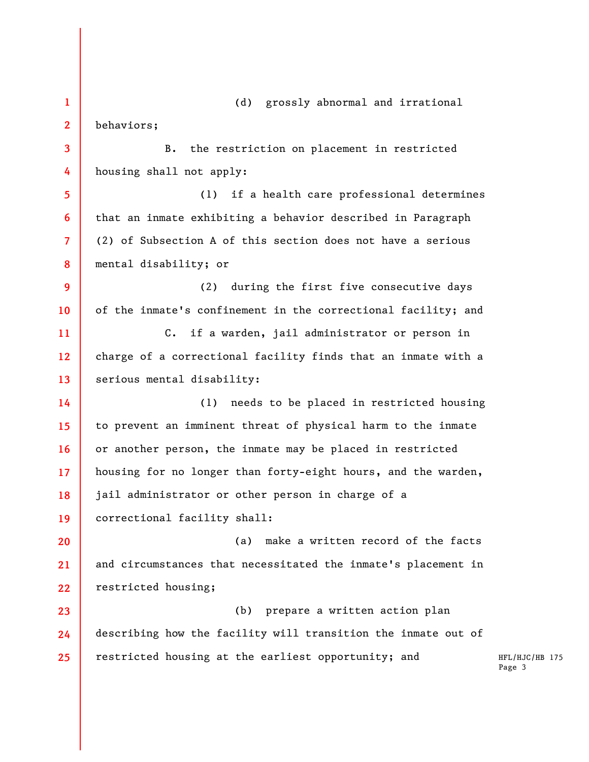(d) grossly abnormal and irrational behaviors;

B. the restriction on placement in restricted housing shall not apply:

(1) if a health care professional determines that an inmate exhibiting a behavior described in Paragraph (2) of Subsection A of this section does not have a serious mental disability; or

(2) during the first five consecutive days of the inmate's confinement in the correctional facility; and

C. if a warden, jail administrator or person in charge of a correctional facility finds that an inmate with a serious mental disability:

(1) needs to be placed in restricted housing to prevent an imminent threat of physical harm to the inmate or another person, the inmate may be placed in restricted housing for no longer than forty-eight hours, and the warden, jail administrator or other person in charge of a correctional facility shall:

(a) make a written record of the facts and circumstances that necessitated the inmate's placement in restricted housing;

(b) prepare a written action plan describing how the facility will transition the inmate out of restricted housing at the earliest opportunity; and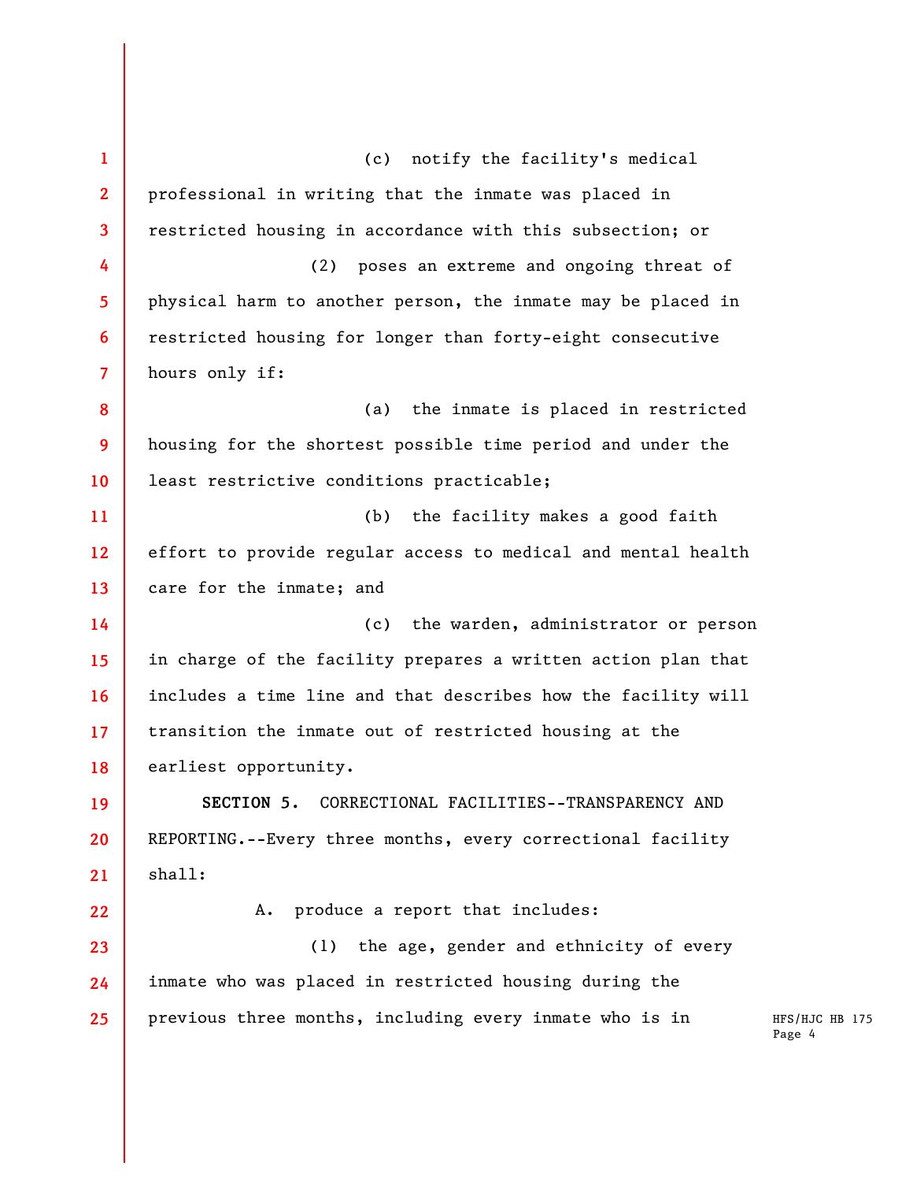(c) notify the facility's medical professional in writing that the inmate was placed in restricted housing in accordance with this subsection; or

(2) poses an extreme and ongoing threat of physical harm to another person, the inmate may be placed in restricted housing for longer than forty-eight consecutive hours only if:

(a) the inmate is placed in restricted housing for the shortest possible time period and under the least restrictive conditions practicable;

(b) the facility makes a good faith effort to provide regular access to medical and mental health care for the inmate; and

(c) the warden, administrator or person in charge of the facility prepares a written action plan that includes a time line and that describes how the facility will transition the inmate out of restricted housing at the earliest opportunity.

**SECTION 5.** CORRECTIONAL FACILITIES--TRANSPARENCY AND REPORTING.--Every three months, every correctional facility shall:

A. produce a report that includes:

(1) the age, gender and ethnicity of every inmate who was placed in restricted housing during the previous three months, including every inmate who is in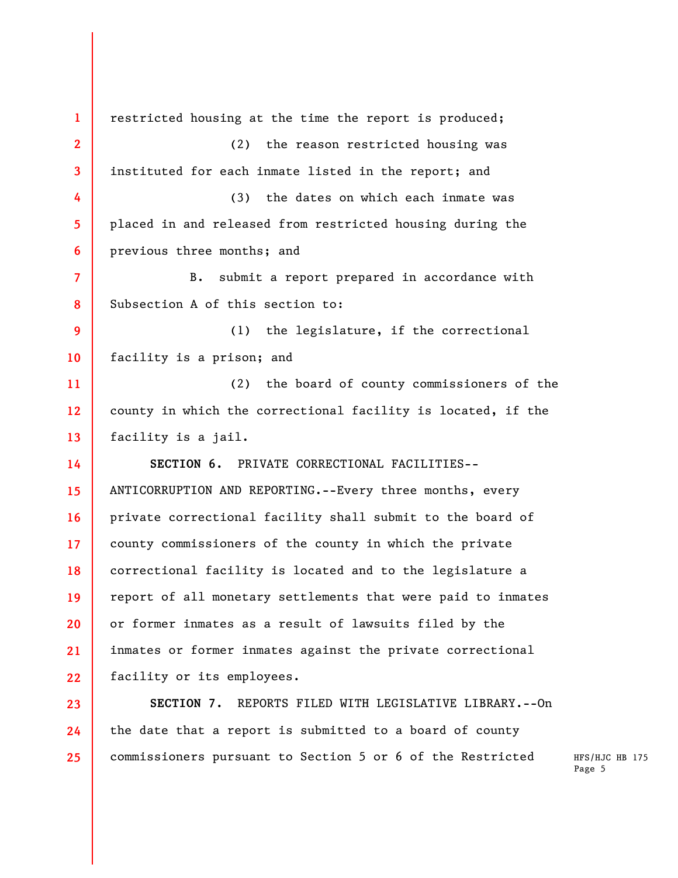restricted housing at the time the report is produced;

(2) the reason restricted housing was instituted for each inmate listed in the report; and

(3) the dates on which each inmate was placed in and released from restricted housing during the previous three months; and

B. submit a report prepared in accordance with Subsection A of this section to:

(1) the legislature, if the correctional facility is a prison; and

(2) the board of county commissioners of the county in which the correctional facility is located, if the facility is a jail.

**SECTION 6.** PRIVATE CORRECTIONAL FACILITIES--ANTICORRUPTION AND REPORTING.--Every three months, every private correctional facility shall submit to the board of county commissioners of the county in which the private correctional facility is located and to the legislature a report of all monetary settlements that were paid to inmates or former inmates as a result of lawsuits filed by the inmates or former inmates against the private correctional facility or its employees.

**SECTION 7.** REPORTS FILED WITH LEGISLATIVE LIBRARY.--On the date that a report is submitted to a board of county commissioners pursuant to Section 5 or 6 of the Restricted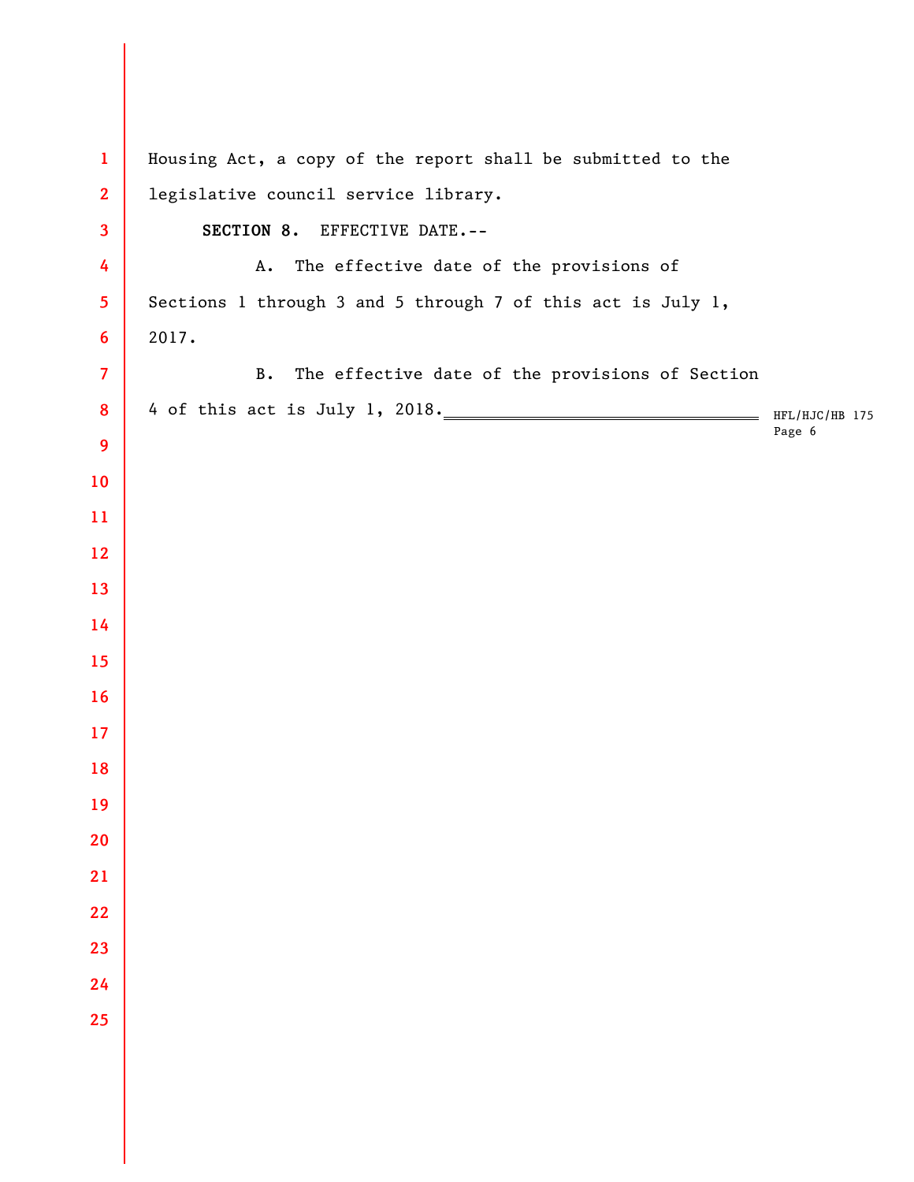Housing Act, a copy of the report shall be submitted to the legislative council service library.

**SECTION 8.** EFFECTIVE DATE.--

A. The effective date of the provisions of Sections 1 through 3 and 5 through 7 of this act is July 1, 2017.

B. The effective date of the provisions of Section 4 of this act is July 1, 2018.

HFL/HJC/HB 175